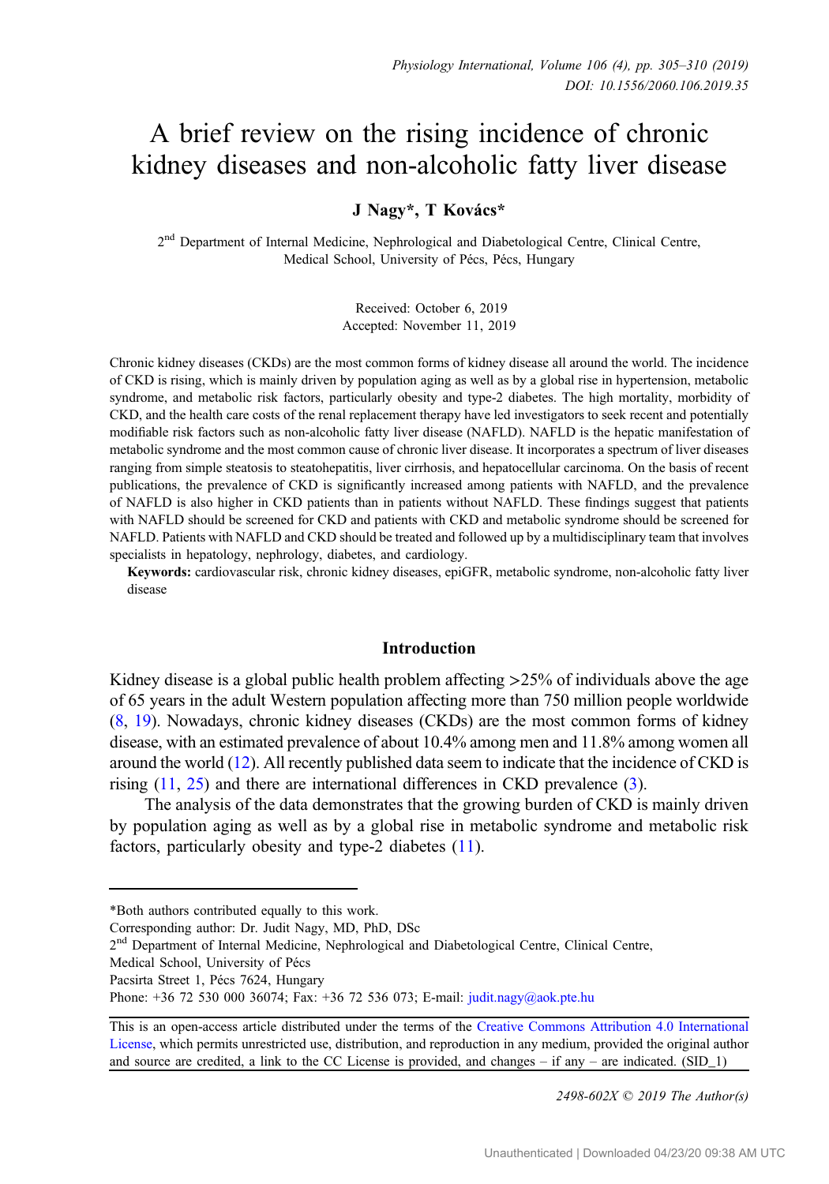# A brief review on the rising incidence of chronic kidney diseases and non-alcoholic fatty liver disease

**J Nagy\*, T Kovács\***

2[nd] Department of Internal Medicine, Nephrological and Diabetological Centre, Clinical Centre, Medical School, University of Pécs, Pécs, Hungary

Received: October 6, 2019
Accepted: November 11, 2019

Chronic kidney diseases (CKDs) are the most common forms of kidney disease all around the world. The incidence of CKD is rising, which is mainly driven by population aging as well as by a global rise in hypertension, metabolic syndrome, and metabolic risk factors, particularly obesity and type-2 diabetes. The high mortality, morbidity of CKD, and the health care costs of the renal replacement therapy have led investigators to seek recent and potentially modifiable risk factors such as non-alcoholic fatty liver disease (NAFLD). NAFLD is the hepatic manifestation of metabolic syndrome and the most common cause of chronic liver disease. It incorporates a spectrum of liver diseases ranging from simple steatosis to steatohepatitis, liver cirrhosis, and hepatocellular carcinoma. On the basis of recent publications, the prevalence of CKD is significantly increased among patients with NAFLD, and the prevalence of NAFLD is also higher in CKD patients than in patients without NAFLD. These findings suggest that patients with NAFLD should be screened for CKD and patients with CKD and metabolic syndrome should be screened for NAFLD. Patients with NAFLD and CKD should be treated and followed up by a multidisciplinary team that involves specialists in hepatology, nephrology, diabetes, and cardiology.

**Keywords:** cardiovascular risk, chronic kidney diseases, epiGFR, metabolic syndrome, non-alcoholic fatty liver disease

## Introduction

Kidney disease is a global public health problem affecting >25% of individuals above the age of 65 years in the adult Western population affecting more than 750 million people worldwide (8, 19). Nowadays, chronic kidney diseases (CKDs) are the most common forms of kidney disease, with an estimated prevalence of about 10.4% among men and 11.8% among women all around the world (12). All recently published data seem to indicate that the incidence of CKD is rising (11, 25) and there are international differences in CKD prevalence (3).

The analysis of the data demonstrates that the growing burden of CKD is mainly driven by population aging as well as by a global rise in metabolic syndrome and metabolic risk factors, particularly obesity and type-2 diabetes (11).

---

\*Both authors contributed equally to this work.
Corresponding author: Dr. Judit Nagy, MD, PhD, DSc
2[nd] Department of Internal Medicine, Nephrological and Diabetological Centre, Clinical Centre, Medical School, University of Pécs
Pacsirta Street 1, Pécs 7624, Hungary
Phone: +36 72 530 000 36074; Fax: +36 72 536 073; E-mail: judit.nagy@aok.pte.hu

This is an open-access article distributed under the terms of the Creative Commons Attribution 4.0 International License, which permits unrestricted use, distribution, and reproduction in any medium, provided the original author and source are credited, a link to the CC License is provided, and changes – if any – are indicated. (SID_1)

2498-602X © 2019 The Author(s)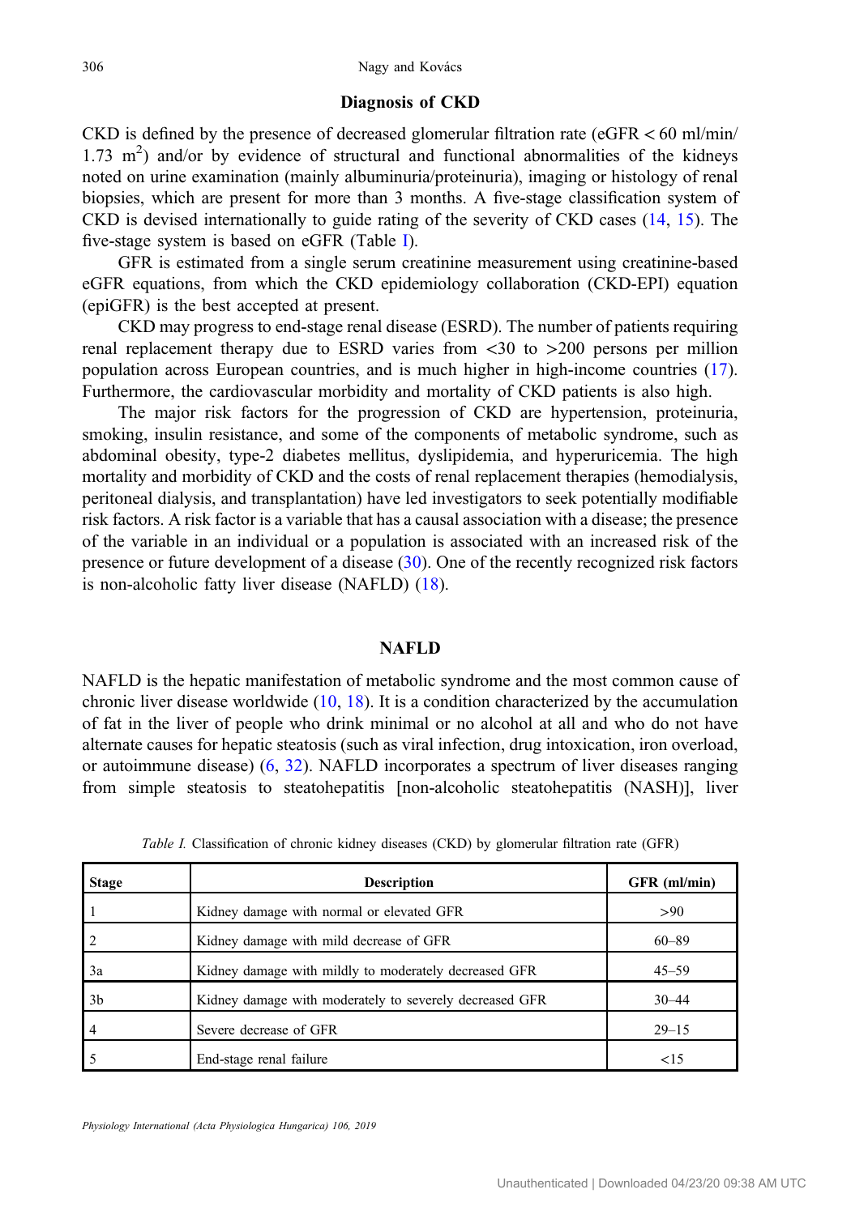## Diagnosis of CKD

CKD is defined by the presence of decreased glomerular filtration rate (eGFR < 60 ml/min/1.73 $m^2$) and/or by evidence of structural and functional abnormalities of the kidneys noted on urine examination (mainly albuminuria/proteinuria), imaging or histology of renal biopsies, which are present for more than 3 months. A five-stage classification system of CKD is devised internationally to guide rating of the severity of CKD cases (14, 15). The five-stage system is based on eGFR (Table I).

GFR is estimated from a single serum creatinine measurement using creatinine-based eGFR equations, from which the CKD epidemiology collaboration (CKD-EPI) equation (epiGFR) is the best accepted at present.

CKD may progress to end-stage renal disease (ESRD). The number of patients requiring renal replacement therapy due to ESRD varies from <30 to >200 persons per million population across European countries, and is much higher in high-income countries (17). Furthermore, the cardiovascular morbidity and mortality of CKD patients is also high.

The major risk factors for the progression of CKD are hypertension, proteinuria, smoking, insulin resistance, and some of the components of metabolic syndrome, such as abdominal obesity, type-2 diabetes mellitus, dyslipidemia, and hyperuricemia. The high mortality and morbidity of CKD and the costs of renal replacement therapies (hemodialysis, peritoneal dialysis, and transplantation) have led investigators to seek potentially modifiable risk factors. A risk factor is a variable that has a causal association with a disease; the presence of the variable in an individual or a population is associated with an increased risk of the presence or future development of a disease (30). One of the recently recognized risk factors is non-alcoholic fatty liver disease (NAFLD) (18).

## NAFLD

NAFLD is the hepatic manifestation of metabolic syndrome and the most common cause of chronic liver disease worldwide (10, 18). It is a condition characterized by the accumulation of fat in the liver of people who drink minimal or no alcohol at all and who do not have alternate causes for hepatic steatosis (such as viral infection, drug intoxication, iron overload, or autoimmune disease) (6, 32). NAFLD incorporates a spectrum of liver diseases ranging from simple steatosis to steatohepatitis [non-alcoholic steatohepatitis (NASH)], liver

*Table I.* Classification of chronic kidney diseases (CKD) by glomerular filtration rate (GFR)

| Stage | Description | GFR (ml/min) |
|---|---|---|
| 1 | Kidney damage with normal or elevated GFR | >90 |
| 2 | Kidney damage with mild decrease of GFR | 60–89 |
| 3a | Kidney damage with mildly to moderately decreased GFR | 45–59 |
| 3b | Kidney damage with moderately to severely decreased GFR | 30–44 |
| 4 | Severe decrease of GFR | 29–15 |
| 5 | End-stage renal failure | <15 |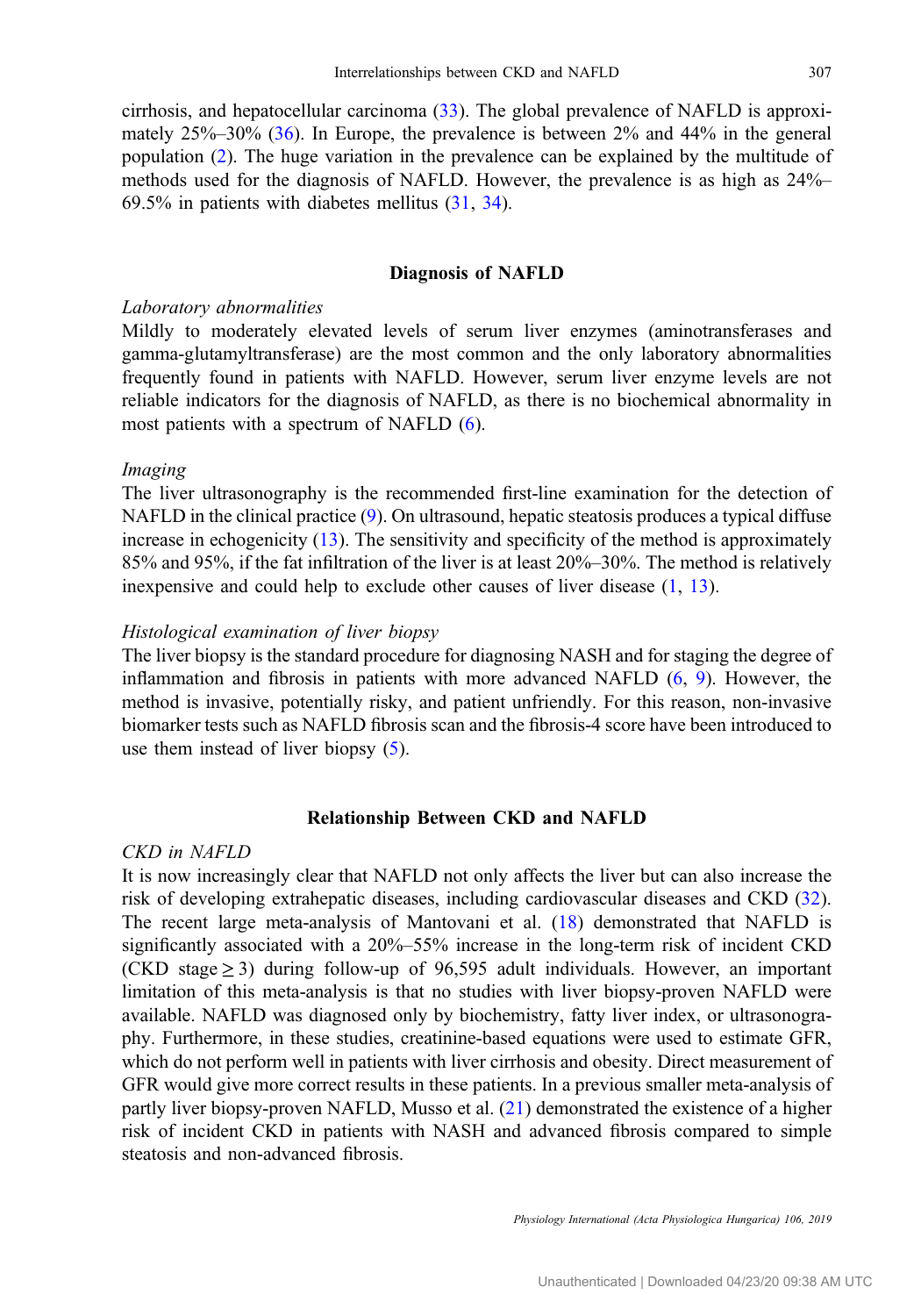cirrhosis, and hepatocellular carcinoma (33). The global prevalence of NAFLD is approximately 25%–30% (36). In Europe, the prevalence is between 2% and 44% in the general population (2). The huge variation in the prevalence can be explained by the multitude of methods used for the diagnosis of NAFLD. However, the prevalence is as high as 24%–69.5% in patients with diabetes mellitus (31, 34).

## Diagnosis of NAFLD

*Laboratory abnormalities*

Mildly to moderately elevated levels of serum liver enzymes (aminotransferases and gamma-glutamyltransferase) are the most common and the only laboratory abnormalities frequently found in patients with NAFLD. However, serum liver enzyme levels are not reliable indicators for the diagnosis of NAFLD, as there is no biochemical abnormality in most patients with a spectrum of NAFLD (6).

*Imaging*

The liver ultrasonography is the recommended first-line examination for the detection of NAFLD in the clinical practice (9). On ultrasound, hepatic steatosis produces a typical diffuse increase in echogenicity (13). The sensitivity and specificity of the method is approximately 85% and 95%, if the fat infiltration of the liver is at least 20%–30%. The method is relatively inexpensive and could help to exclude other causes of liver disease (1, 13).

*Histological examination of liver biopsy*

The liver biopsy is the standard procedure for diagnosing NASH and for staging the degree of inflammation and fibrosis in patients with more advanced NAFLD (6, 9). However, the method is invasive, potentially risky, and patient unfriendly. For this reason, non-invasive biomarker tests such as NAFLD fibrosis scan and the fibrosis-4 score have been introduced to use them instead of liver biopsy (5).

## Relationship Between CKD and NAFLD

*CKD in NAFLD*

It is now increasingly clear that NAFLD not only affects the liver but can also increase the risk of developing extrahepatic diseases, including cardiovascular diseases and CKD (32). The recent large meta-analysis of Mantovani et al. (18) demonstrated that NAFLD is significantly associated with a 20%–55% increase in the long-term risk of incident CKD (CKD stage $\geq 3$) during follow-up of 96,595 adult individuals. However, an important limitation of this meta-analysis is that no studies with liver biopsy-proven NAFLD were available. NAFLD was diagnosed only by biochemistry, fatty liver index, or ultrasonography. Furthermore, in these studies, creatinine-based equations were used to estimate GFR, which do not perform well in patients with liver cirrhosis and obesity. Direct measurement of GFR would give more correct results in these patients. In a previous smaller meta-analysis of partly liver biopsy-proven NAFLD, Musso et al. (21) demonstrated the existence of a higher risk of incident CKD in patients with NASH and advanced fibrosis compared to simple steatosis and non-advanced fibrosis.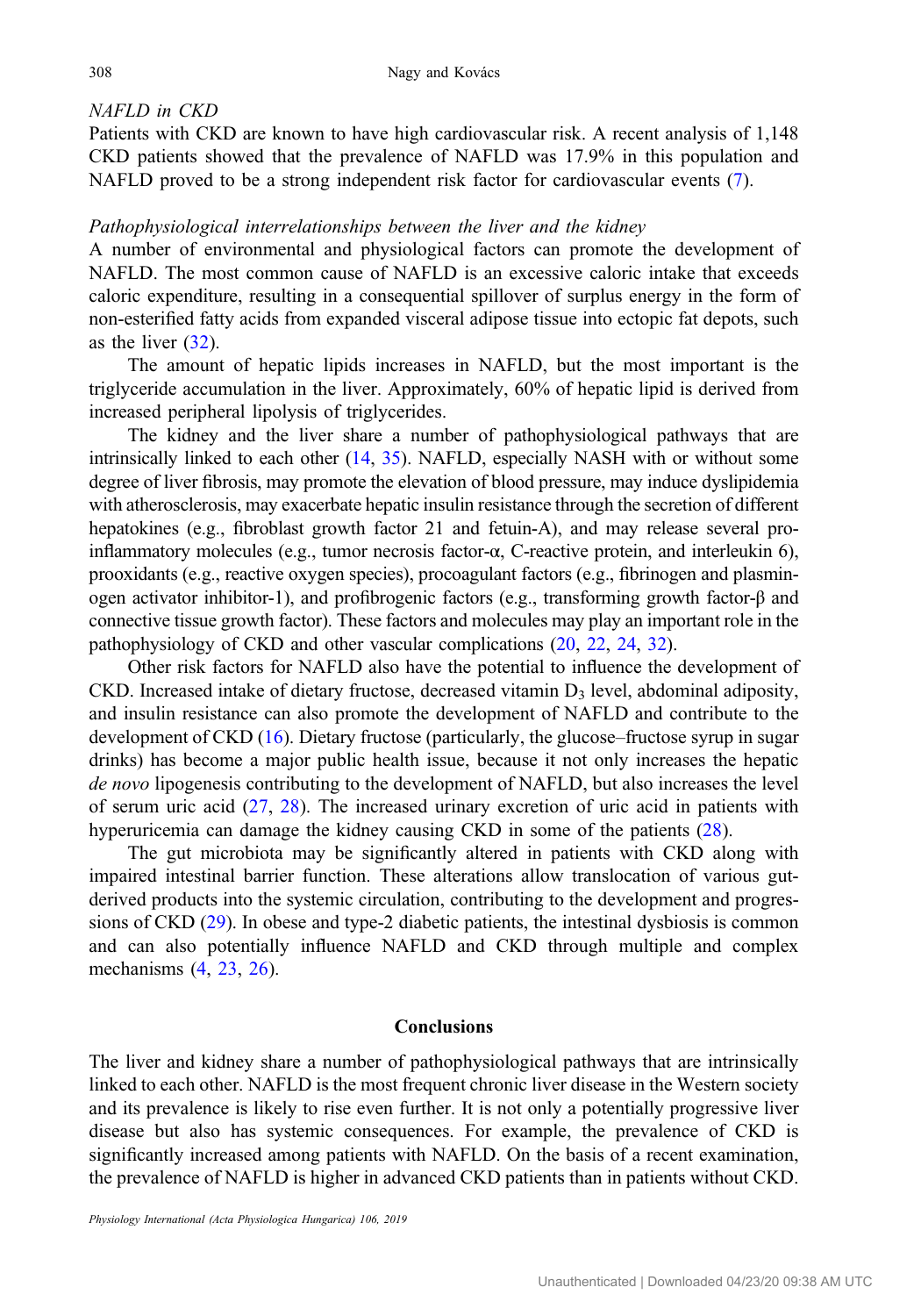*NAFLD in CKD*

Patients with CKD are known to have high cardiovascular risk. A recent analysis of 1,148 CKD patients showed that the prevalence of NAFLD was 17.9% in this population and NAFLD proved to be a strong independent risk factor for cardiovascular events (7).

*Pathophysiological interrelationships between the liver and the kidney*

A number of environmental and physiological factors can promote the development of NAFLD. The most common cause of NAFLD is an excessive caloric intake that exceeds caloric expenditure, resulting in a consequential spillover of surplus energy in the form of non-esterified fatty acids from expanded visceral adipose tissue into ectopic fat depots, such as the liver (32).

The amount of hepatic lipids increases in NAFLD, but the most important is the triglyceride accumulation in the liver. Approximately, 60% of hepatic lipid is derived from increased peripheral lipolysis of triglycerides.

The kidney and the liver share a number of pathophysiological pathways that are intrinsically linked to each other (14, 35). NAFLD, especially NASH with or without some degree of liver fibrosis, may promote the elevation of blood pressure, may induce dyslipidemia with atherosclerosis, may exacerbate hepatic insulin resistance through the secretion of different hepatokines (e.g., fibroblast growth factor 21 and fetuin-A), and may release several pro-inflammatory molecules (e.g., tumor necrosis factor-α, C-reactive protein, and interleukin 6), prooxidants (e.g., reactive oxygen species), procoagulant factors (e.g., fibrinogen and plasminogen activator inhibitor-1), and profibrogenic factors (e.g., transforming growth factor-β and connective tissue growth factor). These factors and molecules may play an important role in the pathophysiology of CKD and other vascular complications (20, 22, 24, 32).

Other risk factors for NAFLD also have the potential to influence the development of CKD. Increased intake of dietary fructose, decreased vitamin $D_3$ level, abdominal adiposity, and insulin resistance can also promote the development of NAFLD and contribute to the development of CKD (16). Dietary fructose (particularly, the glucose–fructose syrup in sugar drinks) has become a major public health issue, because it not only increases the hepatic *de novo* lipogenesis contributing to the development of NAFLD, but also increases the level of serum uric acid (27, 28). The increased urinary excretion of uric acid in patients with hyperuricemia can damage the kidney causing CKD in some of the patients (28).

The gut microbiota may be significantly altered in patients with CKD along with impaired intestinal barrier function. These alterations allow translocation of various gut-derived products into the systemic circulation, contributing to the development and progressions of CKD (29). In obese and type-2 diabetic patients, the intestinal dysbiosis is common and can also potentially influence NAFLD and CKD through multiple and complex mechanisms (4, 23, 26).

## Conclusions

The liver and kidney share a number of pathophysiological pathways that are intrinsically linked to each other. NAFLD is the most frequent chronic liver disease in the Western society and its prevalence is likely to rise even further. It is not only a potentially progressive liver disease but also has systemic consequences. For example, the prevalence of CKD is significantly increased among patients with NAFLD. On the basis of a recent examination, the prevalence of NAFLD is higher in advanced CKD patients than in patients without CKD.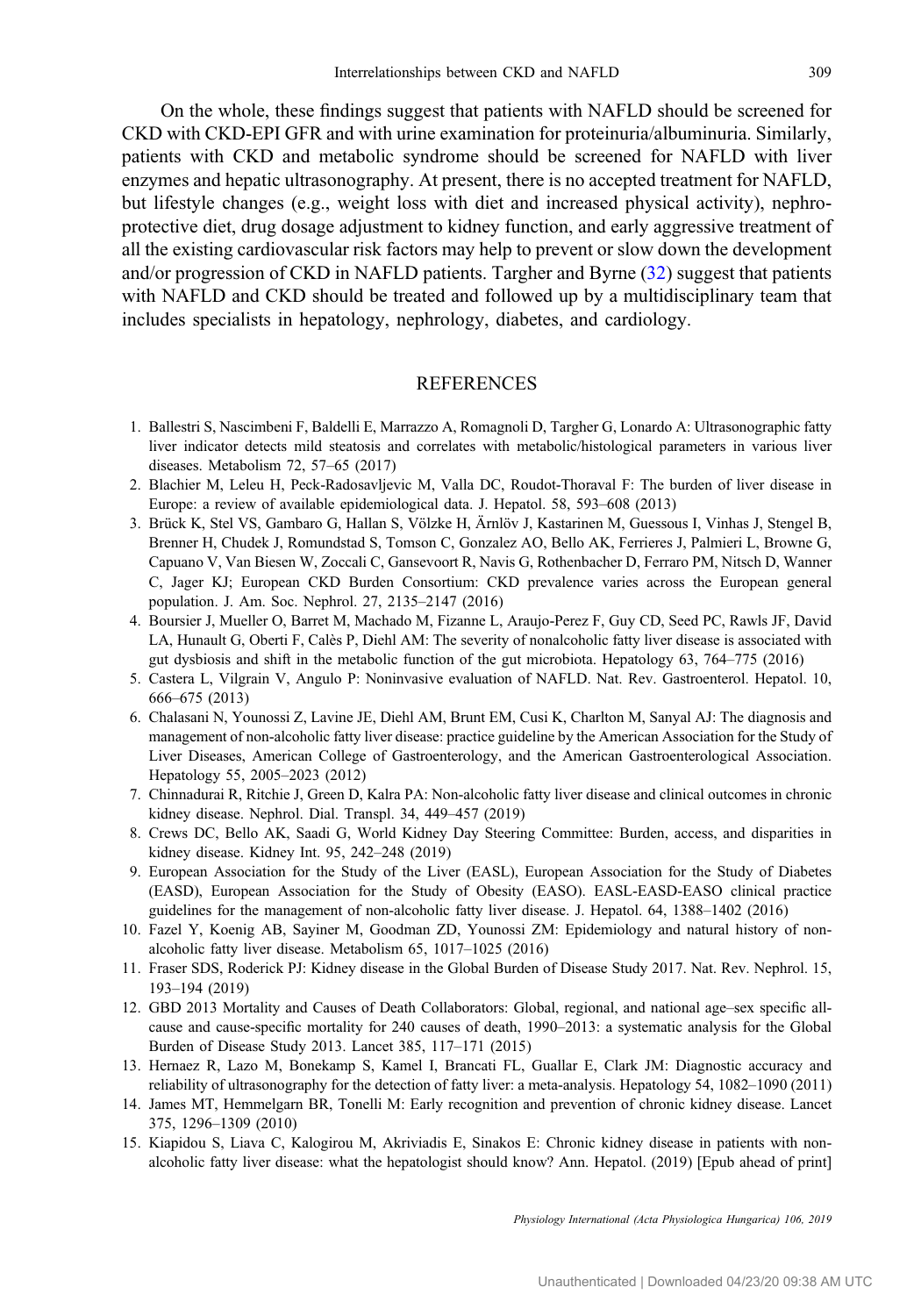On the whole, these findings suggest that patients with NAFLD should be screened for CKD with CKD-EPI GFR and with urine examination for proteinuria/albuminuria. Similarly, patients with CKD and metabolic syndrome should be screened for NAFLD with liver enzymes and hepatic ultrasonography. At present, there is no accepted treatment for NAFLD, but lifestyle changes (e.g., weight loss with diet and increased physical activity), nephroprotective diet, drug dosage adjustment to kidney function, and early aggressive treatment of all the existing cardiovascular risk factors may help to prevent or slow down the development and/or progression of CKD in NAFLD patients. Targher and Byrne (32) suggest that patients with NAFLD and CKD should be treated and followed up by a multidisciplinary team that includes specialists in hepatology, nephrology, diabetes, and cardiology.

## REFERENCES

1. Ballestri S, Nascimbeni F, Baldelli E, Marrazzo A, Romagnoli D, Targher G, Lonardo A: Ultrasonographic fatty liver indicator detects mild steatosis and correlates with metabolic/histological parameters in various liver diseases. Metabolism 72, 57–65 (2017)
2. Blachier M, Leleu H, Peck-Radosavljevic M, Valla DC, Roudot-Thoraval F: The burden of liver disease in Europe: a review of available epidemiological data. J. Hepatol. 58, 593–608 (2013)
3. Brück K, Stel VS, Gambaro G, Hallan S, Völzke H, Ärnlöv J, Kastarinen M, Guessous I, Vinhas J, Stengel B, Brenner H, Chudek J, Romundstad S, Tomson C, Gonzalez AO, Bello AK, Ferrieres J, Palmieri L, Browne G, Capuano V, Van Biesen W, Zoccali C, Gansevoort R, Navis G, Rothenbacher D, Ferraro PM, Nitsch D, Wanner C, Jager KJ; European CKD Burden Consortium: CKD prevalence varies across the European general population. J. Am. Soc. Nephrol. 27, 2135–2147 (2016)
4. Boursier J, Mueller O, Barret M, Machado M, Fizanne L, Araujo-Perez F, Guy CD, Seed PC, Rawls JF, David LA, Hunault G, Oberti F, Calès P, Diehl AM: The severity of nonalcoholic fatty liver disease is associated with gut dysbiosis and shift in the metabolic function of the gut microbiota. Hepatology 63, 764–775 (2016)
5. Castera L, Vilgrain V, Angulo P: Noninvasive evaluation of NAFLD. Nat. Rev. Gastroenterol. Hepatol. 10, 666–675 (2013)
6. Chalasani N, Younossi Z, Lavine JE, Diehl AM, Brunt EM, Cusi K, Charlton M, Sanyal AJ: The diagnosis and management of non-alcoholic fatty liver disease: practice guideline by the American Association for the Study of Liver Diseases, American College of Gastroenterology, and the American Gastroenterological Association. Hepatology 55, 2005–2023 (2012)
7. Chinnadurai R, Ritchie J, Green D, Kalra PA: Non-alcoholic fatty liver disease and clinical outcomes in chronic kidney disease. Nephrol. Dial. Transpl. 34, 449–457 (2019)
8. Crews DC, Bello AK, Saadi G, World Kidney Day Steering Committee: Burden, access, and disparities in kidney disease. Kidney Int. 95, 242–248 (2019)
9. European Association for the Study of the Liver (EASL), European Association for the Study of Diabetes (EASD), European Association for the Study of Obesity (EASO). EASL-EASD-EASO clinical practice guidelines for the management of non-alcoholic fatty liver disease. J. Hepatol. 64, 1388–1402 (2016)
10. Fazel Y, Koenig AB, Sayiner M, Goodman ZD, Younossi ZM: Epidemiology and natural history of non-alcoholic fatty liver disease. Metabolism 65, 1017–1025 (2016)
11. Fraser SDS, Roderick PJ: Kidney disease in the Global Burden of Disease Study 2017. Nat. Rev. Nephrol. 15, 193–194 (2019)
12. GBD 2013 Mortality and Causes of Death Collaborators: Global, regional, and national age–sex specific all-cause and cause-specific mortality for 240 causes of death, 1990–2013: a systematic analysis for the Global Burden of Disease Study 2013. Lancet 385, 117–171 (2015)
13. Hernaez R, Lazo M, Bonekamp S, Kamel I, Brancati FL, Guallar E, Clark JM: Diagnostic accuracy and reliability of ultrasonography for the detection of fatty liver: a meta-analysis. Hepatology 54, 1082–1090 (2011)
14. James MT, Hemmelgarn BR, Tonelli M: Early recognition and prevention of chronic kidney disease. Lancet 375, 1296–1309 (2010)
15. Kiapidou S, Liava C, Kalogirou M, Akriviadis E, Sinakos E: Chronic kidney disease in patients with non-alcoholic fatty liver disease: what the hepatologist should know? Ann. Hepatol. (2019) [Epub ahead of print]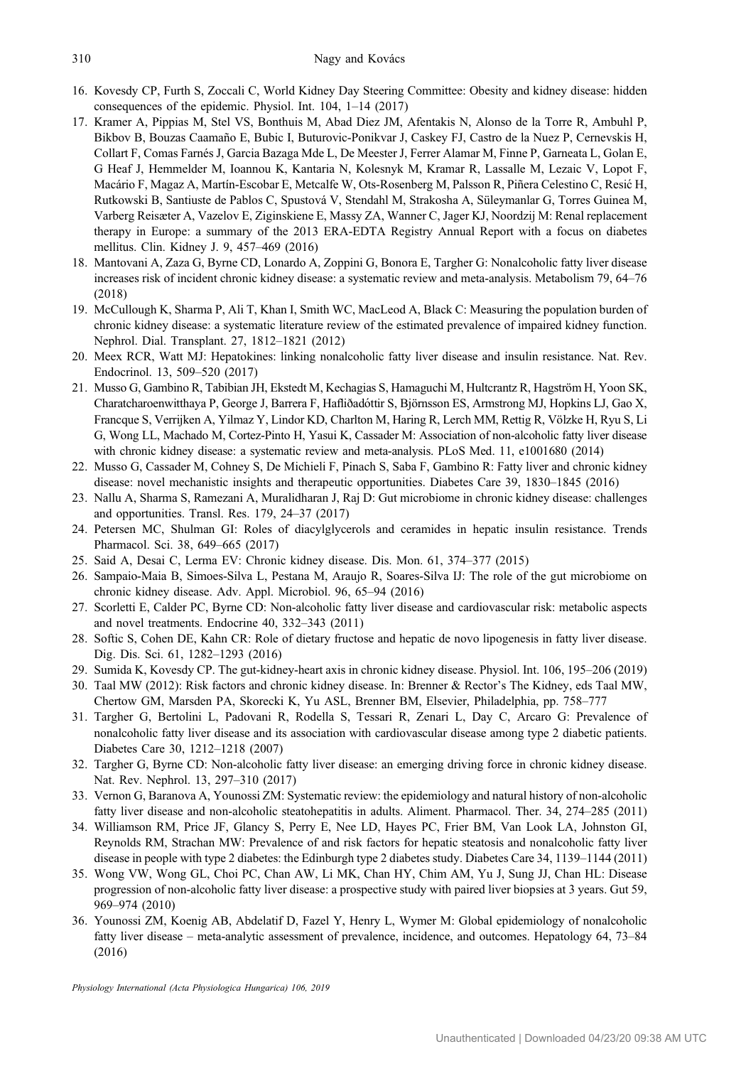16. Kovesdy CP, Furth S, Zoccali C, World Kidney Day Steering Committee: Obesity and kidney disease: hidden consequences of the epidemic. Physiol. Int. 104, 1–14 (2017)
17. Kramer A, Pippias M, Stel VS, Bonthuis M, Abad Diez JM, Afentakis N, Alonso de la Torre R, Ambuhl P, Bikbov B, Bouzas Caamaño E, Bubic I, Buturovic-Ponikvar J, Caskey FJ, Castro de la Nuez P, Cernevskis H, Collart F, Comas Farnés J, Garcia Bazaga Mde L, De Meester J, Ferrer Alamar M, Finne P, Garneata L, Golan E, G Heaf J, Hemmelder M, Ioannou K, Kantaria N, Kolesnyk M, Kramar R, Lassalle M, Lezaic V, Lopot F, Macário F, Magaz A, Martín-Escobar E, Metcalfe W, Ots-Rosenberg M, Palsson R, Piñera Celestino C, Resić H, Rutkowski B, Santiuste de Pablos C, Spustová V, Stendahl M, Strakosha A, Süleymanlar G, Torres Guinea M, Varberg Reisæter A, Vazelov E, Ziginskiene E, Massy ZA, Wanner C, Jager KJ, Noordzij M: Renal replacement therapy in Europe: a summary of the 2013 ERA-EDTA Registry Annual Report with a focus on diabetes mellitus. Clin. Kidney J. 9, 457–469 (2016)
18. Mantovani A, Zaza G, Byrne CD, Lonardo A, Zoppini G, Bonora E, Targher G: Nonalcoholic fatty liver disease increases risk of incident chronic kidney disease: a systematic review and meta-analysis. Metabolism 79, 64–76 (2018)
19. McCullough K, Sharma P, Ali T, Khan I, Smith WC, MacLeod A, Black C: Measuring the population burden of chronic kidney disease: a systematic literature review of the estimated prevalence of impaired kidney function. Nephrol. Dial. Transplant. 27, 1812–1821 (2012)
20. Meex RCR, Watt MJ: Hepatokines: linking nonalcoholic fatty liver disease and insulin resistance. Nat. Rev. Endocrinol. 13, 509–520 (2017)
21. Musso G, Gambino R, Tabibian JH, Ekstedt M, Kechagias S, Hamaguchi M, Hultcrantz R, Hagström H, Yoon SK, Charatcharoenwitthaya P, George J, Barrera F, Hafliðadóttir S, Björnsson ES, Armstrong MJ, Hopkins LJ, Gao X, Francque S, Verrijken A, Yilmaz Y, Lindor KD, Charlton M, Haring R, Lerch MM, Rettig R, Völzke H, Ryu S, Li G, Wong LL, Machado M, Cortez-Pinto H, Yasui K, Cassader M: Association of non-alcoholic fatty liver disease with chronic kidney disease: a systematic review and meta-analysis. PLoS Med. 11, e1001680 (2014)
22. Musso G, Cassader M, Cohney S, De Michieli F, Pinach S, Saba F, Gambino R: Fatty liver and chronic kidney disease: novel mechanistic insights and therapeutic opportunities. Diabetes Care 39, 1830–1845 (2016)
23. Nallu A, Sharma S, Ramezani A, Muralidharan J, Raj D: Gut microbiome in chronic kidney disease: challenges and opportunities. Transl. Res. 179, 24–37 (2017)
24. Petersen MC, Shulman GI: Roles of diacylglycerols and ceramides in hepatic insulin resistance. Trends Pharmacol. Sci. 38, 649–665 (2017)
25. Said A, Desai C, Lerma EV: Chronic kidney disease. Dis. Mon. 61, 374–377 (2015)
26. Sampaio-Maia B, Simoes-Silva L, Pestana M, Araujo R, Soares-Silva IJ: The role of the gut microbiome on chronic kidney disease. Adv. Appl. Microbiol. 96, 65–94 (2016)
27. Scorletti E, Calder PC, Byrne CD: Non-alcoholic fatty liver disease and cardiovascular risk: metabolic aspects and novel treatments. Endocrine 40, 332–343 (2011)
28. Softic S, Cohen DE, Kahn CR: Role of dietary fructose and hepatic de novo lipogenesis in fatty liver disease. Dig. Dis. Sci. 61, 1282–1293 (2016)
29. Sumida K, Kovesdy CP. The gut-kidney-heart axis in chronic kidney disease. Physiol. Int. 106, 195–206 (2019)
30. Taal MW (2012): Risk factors and chronic kidney disease. In: Brenner & Rector's The Kidney, eds Taal MW, Chertow GM, Marsden PA, Skorecki K, Yu ASL, Brenner BM, Elsevier, Philadelphia, pp. 758–777
31. Targher G, Bertolini L, Padovani R, Rodella S, Tessari R, Zenari L, Day C, Arcaro G: Prevalence of nonalcoholic fatty liver disease and its association with cardiovascular disease among type 2 diabetic patients. Diabetes Care 30, 1212–1218 (2007)
32. Targher G, Byrne CD: Non-alcoholic fatty liver disease: an emerging driving force in chronic kidney disease. Nat. Rev. Nephrol. 13, 297–310 (2017)
33. Vernon G, Baranova A, Younossi ZM: Systematic review: the epidemiology and natural history of non-alcoholic fatty liver disease and non-alcoholic steatohepatitis in adults. Aliment. Pharmacol. Ther. 34, 274–285 (2011)
34. Williamson RM, Price JF, Glancy S, Perry E, Nee LD, Hayes PC, Frier BM, Van Look LA, Johnston GI, Reynolds RM, Strachan MW: Prevalence of and risk factors for hepatic steatosis and nonalcoholic fatty liver disease in people with type 2 diabetes: the Edinburgh type 2 diabetes study. Diabetes Care 34, 1139–1144 (2011)
35. Wong VW, Wong GL, Choi PC, Chan AW, Li MK, Chan HY, Chim AM, Yu J, Sung JJ, Chan HL: Disease progression of non-alcoholic fatty liver disease: a prospective study with paired liver biopsies at 3 years. Gut 59, 969–974 (2010)
36. Younossi ZM, Koenig AB, Abdelatif D, Fazel Y, Henry L, Wymer M: Global epidemiology of nonalcoholic fatty liver disease – meta-analytic assessment of prevalence, incidence, and outcomes. Hepatology 64, 73–84 (2016)